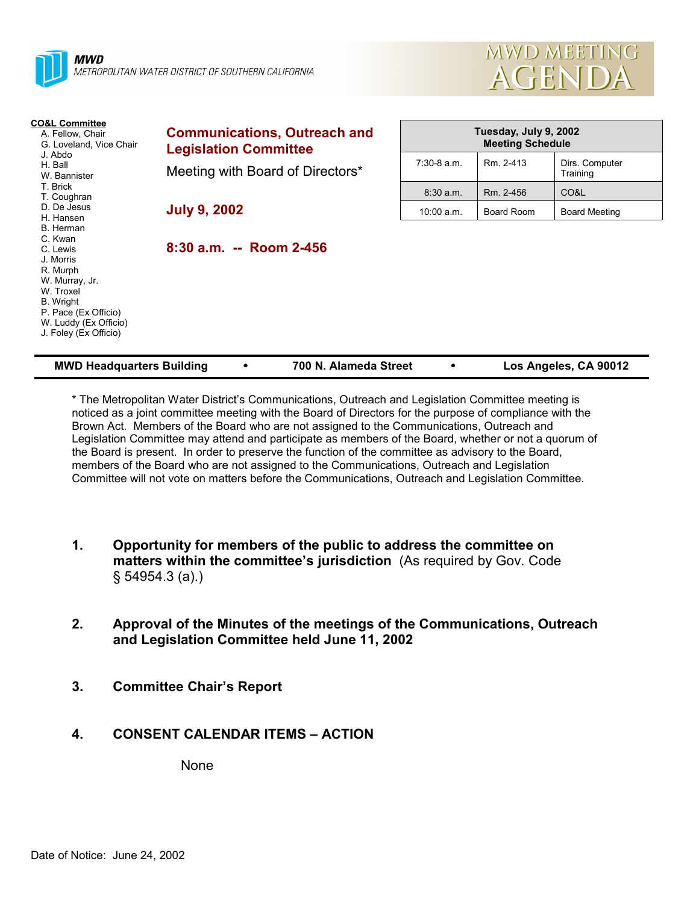**MWD**
METROPOLITAN WATER DISTRICT OF SOUTHERN CALIFORNIA

# MWD MEETING AGENDA

**CO&L Committee**
- A. Fellow, Chair
- G. Loveland, Vice Chair
- J. Abdo
- H. Ball
- W. Bannister
- T. Brick
- T. Coughran
- D. De Jesus
- H. Hansen
- B. Herman
- C. Kwan
- C. Lewis
- J. Morris
- R. Murph
- W. Murray, Jr.
- W. Troxel
- B. Wright
- P. Pace (Ex Officio)
- W. Luddy (Ex Officio)
- J. Foley (Ex Officio)

## Communications, Outreach and Legislation Committee

Meeting with Board of Directors*

**July 9, 2002**

**8:30 a.m. -- Room 2-456**

| Tuesday, July 9, 2002 Meeting Schedule | | |
|---|---|---|
| 7:30-8 a.m. | Rm. 2-413 | Dirs. Computer Training |
| 8:30 a.m. | Rm. 2-456 | CO&L |
| 10:00 a.m. | Board Room | Board Meeting |

**MWD Headquarters Building • 700 N. Alameda Street • Los Angeles, CA 90012**

* The Metropolitan Water District's Communications, Outreach and Legislation Committee meeting is noticed as a joint committee meeting with the Board of Directors for the purpose of compliance with the Brown Act. Members of the Board who are not assigned to the Communications, Outreach and Legislation Committee may attend and participate as members of the Board, whether or not a quorum of the Board is present. In order to preserve the function of the committee as advisory to the Board, members of the Board who are not assigned to the Communications, Outreach and Legislation Committee will not vote on matters before the Communications, Outreach and Legislation Committee.

1. **Opportunity for members of the public to address the committee on matters within the committee's jurisdiction** (As required by Gov. Code § 54954.3 (a).)

2. **Approval of the Minutes of the meetings of the Communications, Outreach and Legislation Committee held June 11, 2002**

3. **Committee Chair's Report**

4. **CONSENT CALENDAR ITEMS – ACTION**

   None

Date of Notice: June 24, 2002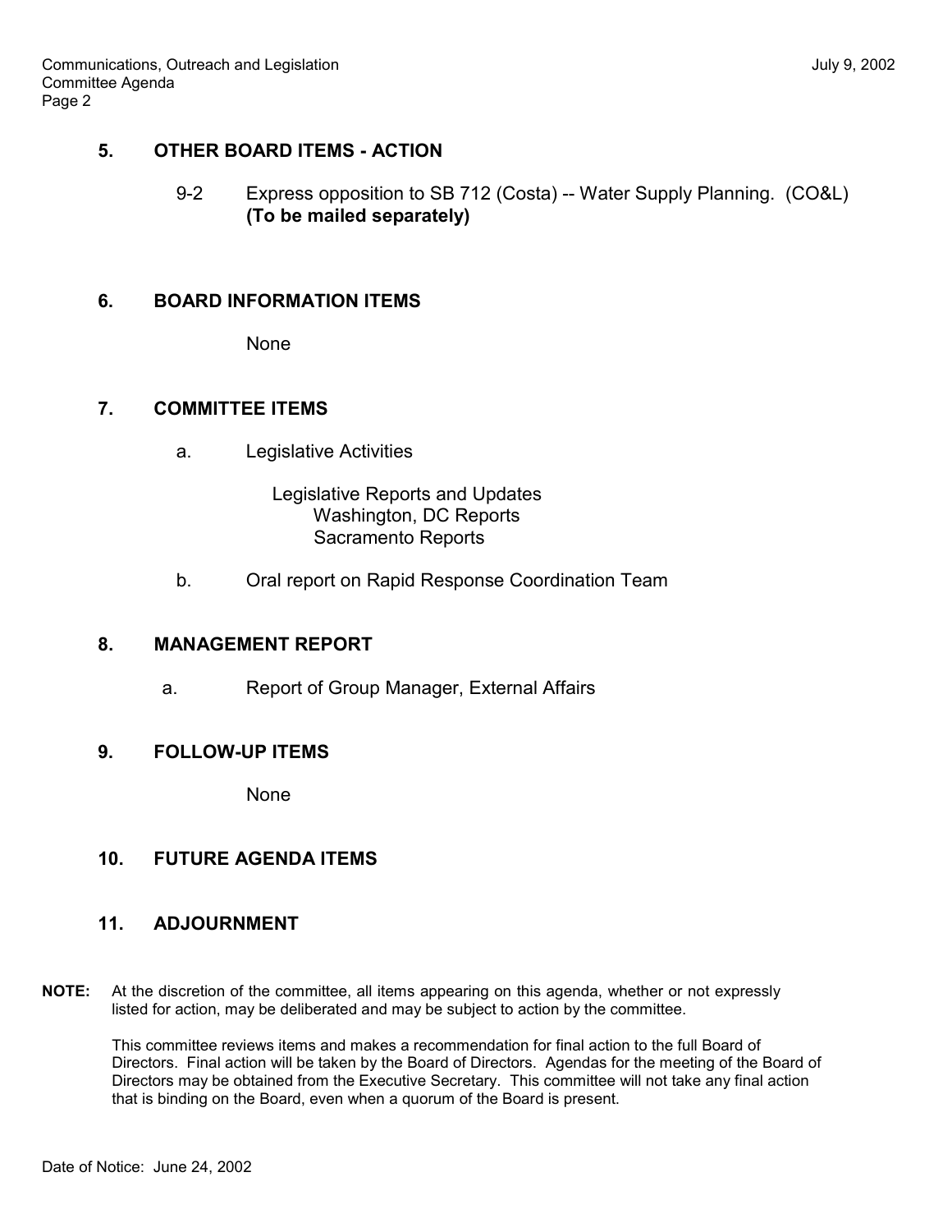## 5. OTHER BOARD ITEMS - ACTION

9-2 Express opposition to SB 712 (Costa) -- Water Supply Planning. (CO&L) **(To be mailed separately)**

## 6. BOARD INFORMATION ITEMS

None

## 7. COMMITTEE ITEMS

a. Legislative Activities

Legislative Reports and Updates
- Washington, DC Reports
- Sacramento Reports

b. Oral report on Rapid Response Coordination Team

## 8. MANAGEMENT REPORT

a. Report of Group Manager, External Affairs

## 9. FOLLOW-UP ITEMS

None

## 10. FUTURE AGENDA ITEMS

## 11. ADJOURNMENT

**NOTE:** At the discretion of the committee, all items appearing on this agenda, whether or not expressly listed for action, may be deliberated and may be subject to action by the committee.

This committee reviews items and makes a recommendation for final action to the full Board of Directors. Final action will be taken by the Board of Directors. Agendas for the meeting of the Board of Directors may be obtained from the Executive Secretary. This committee will not take any final action that is binding on the Board, even when a quorum of the Board is present.

Date of Notice: June 24, 2002